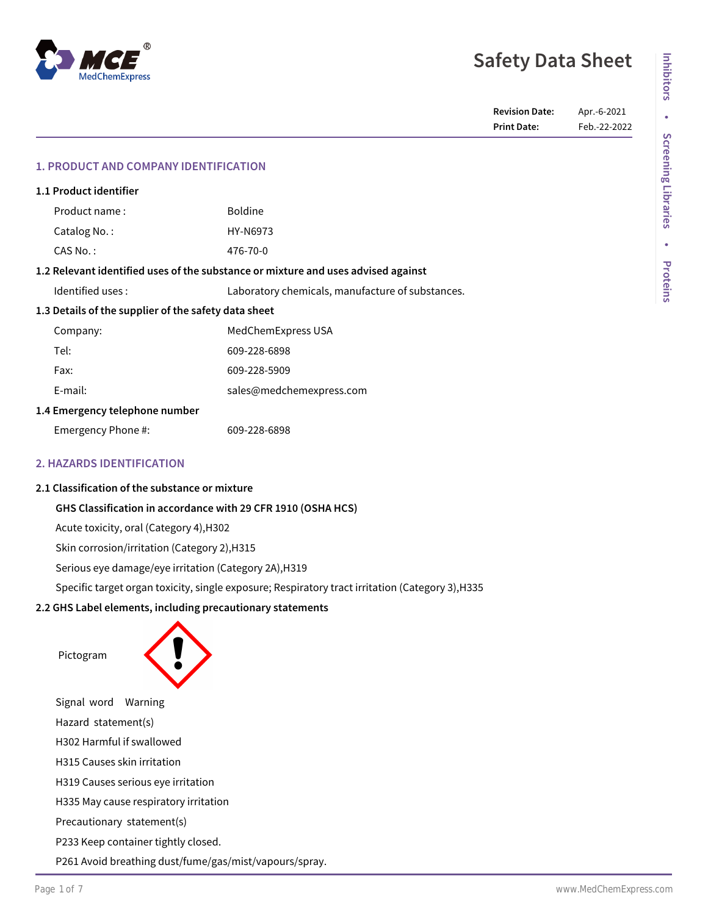# Safety Data Sheet

**Revision Date:** Apr.-6-2021
**Print Date:** Feb.-22-2022

## 1. PRODUCT AND COMPANY IDENTIFICATION

### 1.1 Product identifier

| | |
|---|---|
| Product name : | Boldine |
| Catalog No. : | HY-N6973 |
| CAS No. : | 476-70-0 |

### 1.2 Relevant identified uses of the substance or mixture and uses advised against

| | |
|---|---|
| Identified uses : | Laboratory chemicals, manufacture of substances. |

### 1.3 Details of the supplier of the safety data sheet

| | |
|---|---|
| Company: | MedChemExpress USA |
| Tel: | 609-228-6898 |
| Fax: | 609-228-5909 |
| E-mail: | sales@medchemexpress.com |

### 1.4 Emergency telephone number

| | |
|---|---|
| Emergency Phone #: | 609-228-6898 |

## 2. HAZARDS IDENTIFICATION

### 2.1 Classification of the substance or mixture

**GHS Classification in accordance with 29 CFR 1910 (OSHA HCS)**

Acute toxicity, oral (Category 4),H302

Skin corrosion/irritation (Category 2),H315

Serious eye damage/eye irritation (Category 2A),H319

Specific target organ toxicity, single exposure; Respiratory tract irritation (Category 3),H335

### 2.2 GHS Label elements, including precautionary statements

Pictogram

Signal word Warning

Hazard statement(s)

H302 Harmful if swallowed

H315 Causes skin irritation

H319 Causes serious eye irritation

H335 May cause respiratory irritation

Precautionary statement(s)

P233 Keep container tightly closed.

P261 Avoid breathing dust/fume/gas/mist/vapours/spray.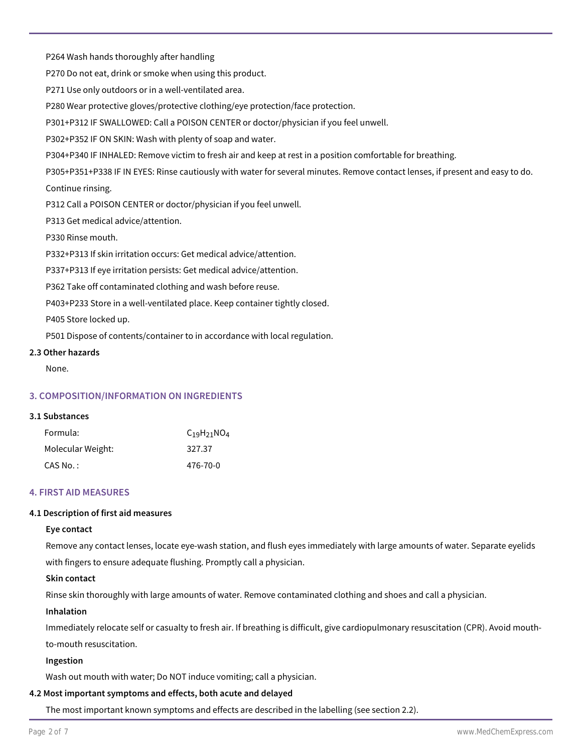P264 Wash hands thoroughly after handling

P270 Do not eat, drink or smoke when using this product.

P271 Use only outdoors or in a well-ventilated area.

P280 Wear protective gloves/protective clothing/eye protection/face protection.

P301+P312 IF SWALLOWED: Call a POISON CENTER or doctor/physician if you feel unwell.

P302+P352 IF ON SKIN: Wash with plenty of soap and water.

P304+P340 IF INHALED: Remove victim to fresh air and keep at rest in a position comfortable for breathing.

P305+P351+P338 IF IN EYES: Rinse cautiously with water for several minutes. Remove contact lenses, if present and easy to do. Continue rinsing.

P312 Call a POISON CENTER or doctor/physician if you feel unwell.

P313 Get medical advice/attention.

P330 Rinse mouth.

P332+P313 If skin irritation occurs: Get medical advice/attention.

P337+P313 If eye irritation persists: Get medical advice/attention.

P362 Take off contaminated clothing and wash before reuse.

P403+P233 Store in a well-ventilated place. Keep container tightly closed.

P405 Store locked up.

P501 Dispose of contents/container to in accordance with local regulation.

**2.3 Other hazards**

None.

## 3. COMPOSITION/INFORMATION ON INGREDIENTS

**3.1 Substances**

| | |
|---|---|
| Formula: | $C_{19}H_{21}NO_4$ |
| Molecular Weight: | 327.37 |
| CAS No. : | 476-70-0 |

## 4. FIRST AID MEASURES

**4.1 Description of first aid measures**

**Eye contact**

Remove any contact lenses, locate eye-wash station, and flush eyes immediately with large amounts of water. Separate eyelids with fingers to ensure adequate flushing. Promptly call a physician.

**Skin contact**

Rinse skin thoroughly with large amounts of water. Remove contaminated clothing and shoes and call a physician.

**Inhalation**

Immediately relocate self or casualty to fresh air. If breathing is difficult, give cardiopulmonary resuscitation (CPR). Avoid mouth-to-mouth resuscitation.

**Ingestion**

Wash out mouth with water; Do NOT induce vomiting; call a physician.

**4.2 Most important symptoms and effects, both acute and delayed**

The most important known symptoms and effects are described in the labelling (see section 2.2).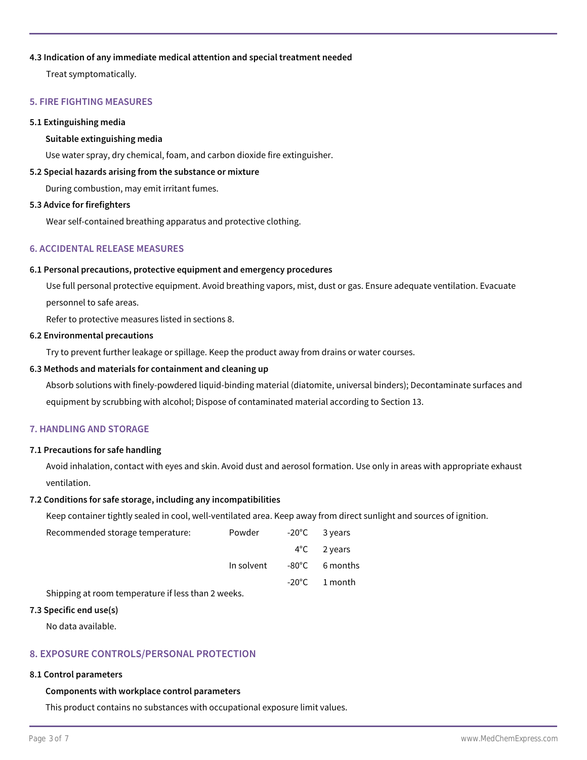**4.3 Indication of any immediate medical attention and special treatment needed**

Treat symptomatically.

## 5. FIRE FIGHTING MEASURES

**5.1 Extinguishing media**

**Suitable extinguishing media**

Use water spray, dry chemical, foam, and carbon dioxide fire extinguisher.

**5.2 Special hazards arising from the substance or mixture**

During combustion, may emit irritant fumes.

**5.3 Advice for firefighters**

Wear self-contained breathing apparatus and protective clothing.

## 6. ACCIDENTAL RELEASE MEASURES

**6.1 Personal precautions, protective equipment and emergency procedures**

Use full personal protective equipment. Avoid breathing vapors, mist, dust or gas. Ensure adequate ventilation. Evacuate personnel to safe areas.

Refer to protective measures listed in sections 8.

**6.2 Environmental precautions**

Try to prevent further leakage or spillage. Keep the product away from drains or water courses.

**6.3 Methods and materials for containment and cleaning up**

Absorb solutions with finely-powdered liquid-binding material (diatomite, universal binders); Decontaminate surfaces and equipment by scrubbing with alcohol; Dispose of contaminated material according to Section 13.

## 7. HANDLING AND STORAGE

**7.1 Precautions for safe handling**

Avoid inhalation, contact with eyes and skin. Avoid dust and aerosol formation. Use only in areas with appropriate exhaust ventilation.

**7.2 Conditions for safe storage, including any incompatibilities**

Keep container tightly sealed in cool, well-ventilated area. Keep away from direct sunlight and sources of ignition.

| Recommended storage temperature: | Powder | -20°C | 3 years |
|---|---|---|---|
| | | 4°C | 2 years |
| | In solvent | -80°C | 6 months |
| | | -20°C | 1 month |

Shipping at room temperature if less than 2 weeks.

**7.3 Specific end use(s)**

No data available.

## 8. EXPOSURE CONTROLS/PERSONAL PROTECTION

**8.1 Control parameters**

**Components with workplace control parameters**

This product contains no substances with occupational exposure limit values.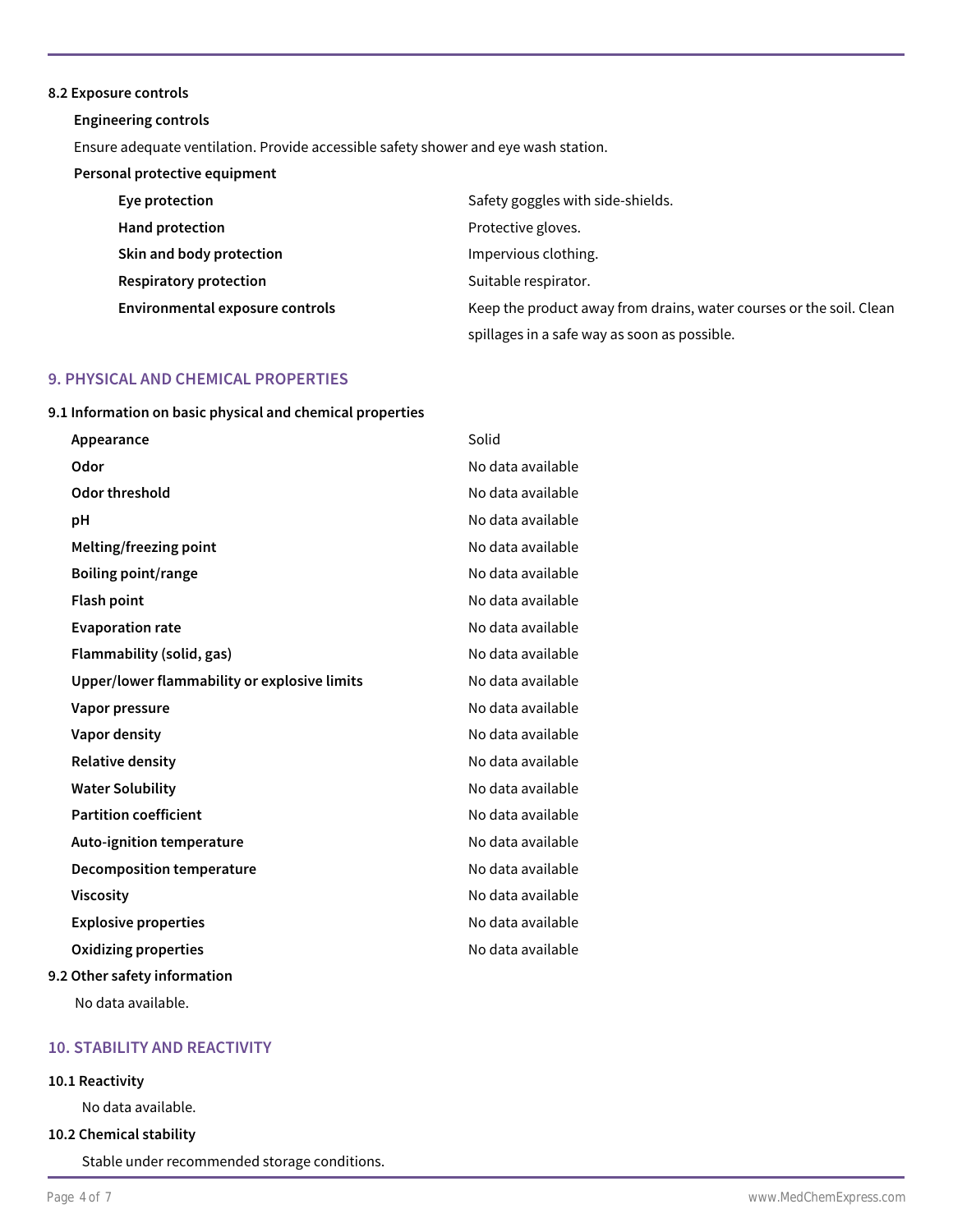**8.2 Exposure controls**

**Engineering controls**

Ensure adequate ventilation. Provide accessible safety shower and eye wash station.

**Personal protective equipment**

| | |
|---|---|
| **Eye protection** | Safety goggles with side-shields. |
| **Hand protection** | Protective gloves. |
| **Skin and body protection** | Impervious clothing. |
| **Respiratory protection** | Suitable respirator. |
| **Environmental exposure controls** | Keep the product away from drains, water courses or the soil. Clean spillages in a safe way as soon as possible. |

## 9. PHYSICAL AND CHEMICAL PROPERTIES

**9.1 Information on basic physical and chemical properties**

| | |
|---|---|
| **Appearance** | Solid |
| **Odor** | No data available |
| **Odor threshold** | No data available |
| **pH** | No data available |
| **Melting/freezing point** | No data available |
| **Boiling point/range** | No data available |
| **Flash point** | No data available |
| **Evaporation rate** | No data available |
| **Flammability (solid, gas)** | No data available |
| **Upper/lower flammability or explosive limits** | No data available |
| **Vapor pressure** | No data available |
| **Vapor density** | No data available |
| **Relative density** | No data available |
| **Water Solubility** | No data available |
| **Partition coefficient** | No data available |
| **Auto-ignition temperature** | No data available |
| **Decomposition temperature** | No data available |
| **Viscosity** | No data available |
| **Explosive properties** | No data available |
| **Oxidizing properties** | No data available |

**9.2 Other safety information**

No data available.

## 10. STABILITY AND REACTIVITY

**10.1 Reactivity**

No data available.

**10.2 Chemical stability**

Stable under recommended storage conditions.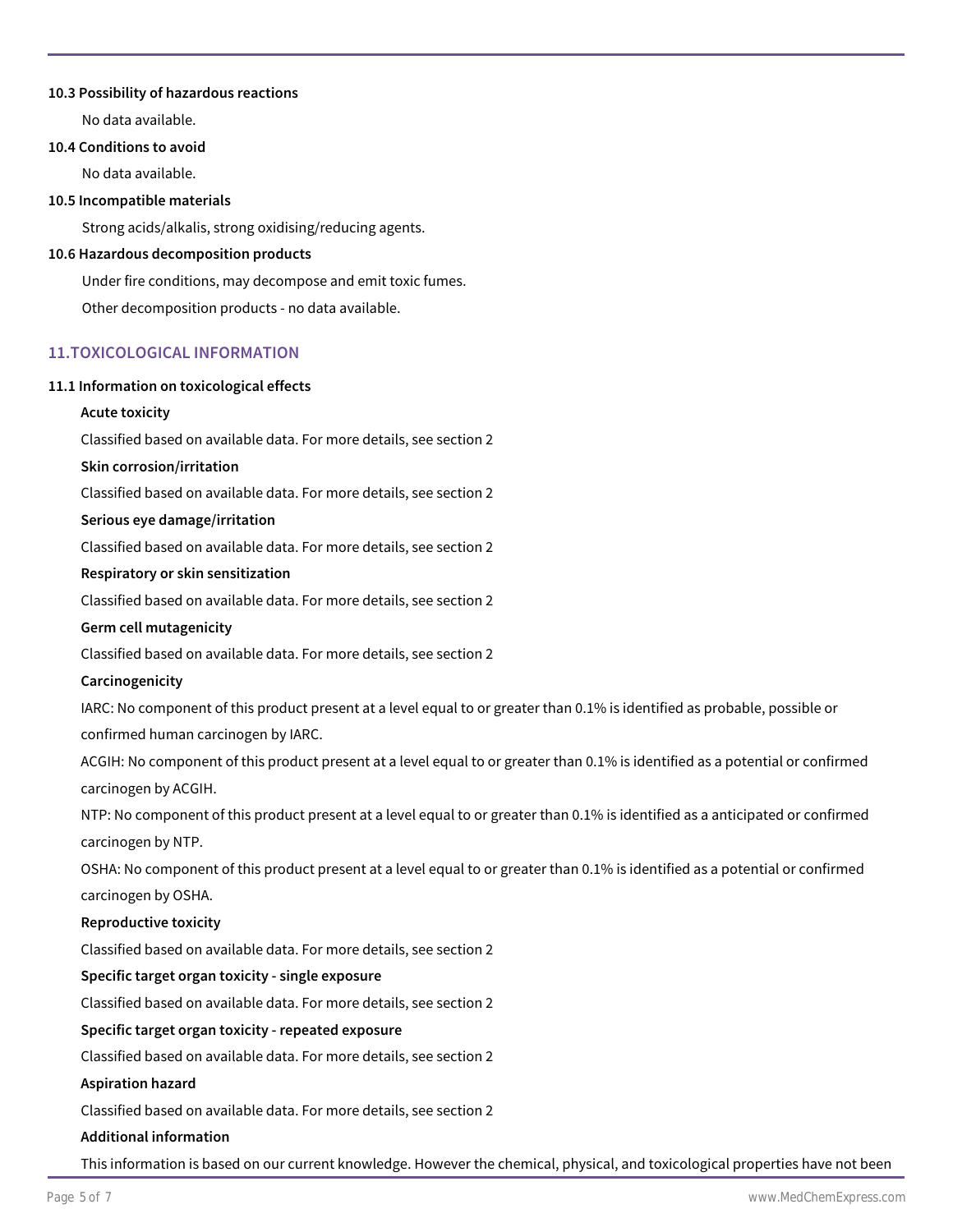**10.3 Possibility of hazardous reactions**

No data available.

**10.4 Conditions to avoid**

No data available.

**10.5 Incompatible materials**

Strong acids/alkalis, strong oxidising/reducing agents.

**10.6 Hazardous decomposition products**

Under fire conditions, may decompose and emit toxic fumes.

Other decomposition products - no data available.

## 11.TOXICOLOGICAL INFORMATION

**11.1 Information on toxicological effects**

**Acute toxicity**

Classified based on available data. For more details, see section 2

**Skin corrosion/irritation**

Classified based on available data. For more details, see section 2

**Serious eye damage/irritation**

Classified based on available data. For more details, see section 2

**Respiratory or skin sensitization**

Classified based on available data. For more details, see section 2

**Germ cell mutagenicity**

Classified based on available data. For more details, see section 2

**Carcinogenicity**

IARC: No component of this product present at a level equal to or greater than 0.1% is identified as probable, possible or confirmed human carcinogen by IARC.

ACGIH: No component of this product present at a level equal to or greater than 0.1% is identified as a potential or confirmed carcinogen by ACGIH.

NTP: No component of this product present at a level equal to or greater than 0.1% is identified as a anticipated or confirmed carcinogen by NTP.

OSHA: No component of this product present at a level equal to or greater than 0.1% is identified as a potential or confirmed carcinogen by OSHA.

**Reproductive toxicity**

Classified based on available data. For more details, see section 2

**Specific target organ toxicity - single exposure**

Classified based on available data. For more details, see section 2

**Specific target organ toxicity - repeated exposure**

Classified based on available data. For more details, see section 2

**Aspiration hazard**

Classified based on available data. For more details, see section 2

**Additional information**

This information is based on our current knowledge. However the chemical, physical, and toxicological properties have not been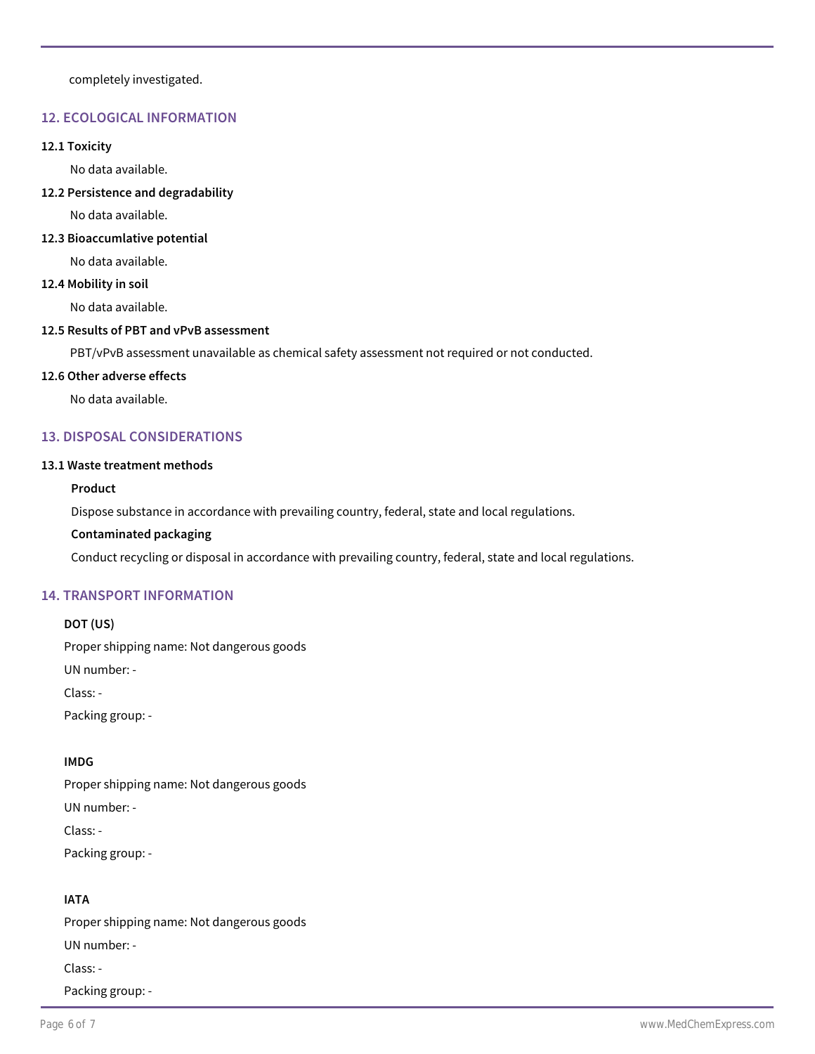completely investigated.

## 12. ECOLOGICAL INFORMATION

**12.1 Toxicity**

No data available.

**12.2 Persistence and degradability**

No data available.

**12.3 Bioaccumlative potential**

No data available.

**12.4 Mobility in soil**

No data available.

**12.5 Results of PBT and vPvB assessment**

PBT/vPvB assessment unavailable as chemical safety assessment not required or not conducted.

**12.6 Other adverse effects**

No data available.

## 13. DISPOSAL CONSIDERATIONS

**13.1 Waste treatment methods**

**Product**

Dispose substance in accordance with prevailing country, federal, state and local regulations.

**Contaminated packaging**

Conduct recycling or disposal in accordance with prevailing country, federal, state and local regulations.

## 14. TRANSPORT INFORMATION

**DOT (US)**

Proper shipping name: Not dangerous goods

UN number: -

Class: -

Packing group: -

**IMDG**

Proper shipping name: Not dangerous goods

UN number: -

Class: -

Packing group: -

**IATA**

Proper shipping name: Not dangerous goods

UN number: -

Class: -

Packing group: -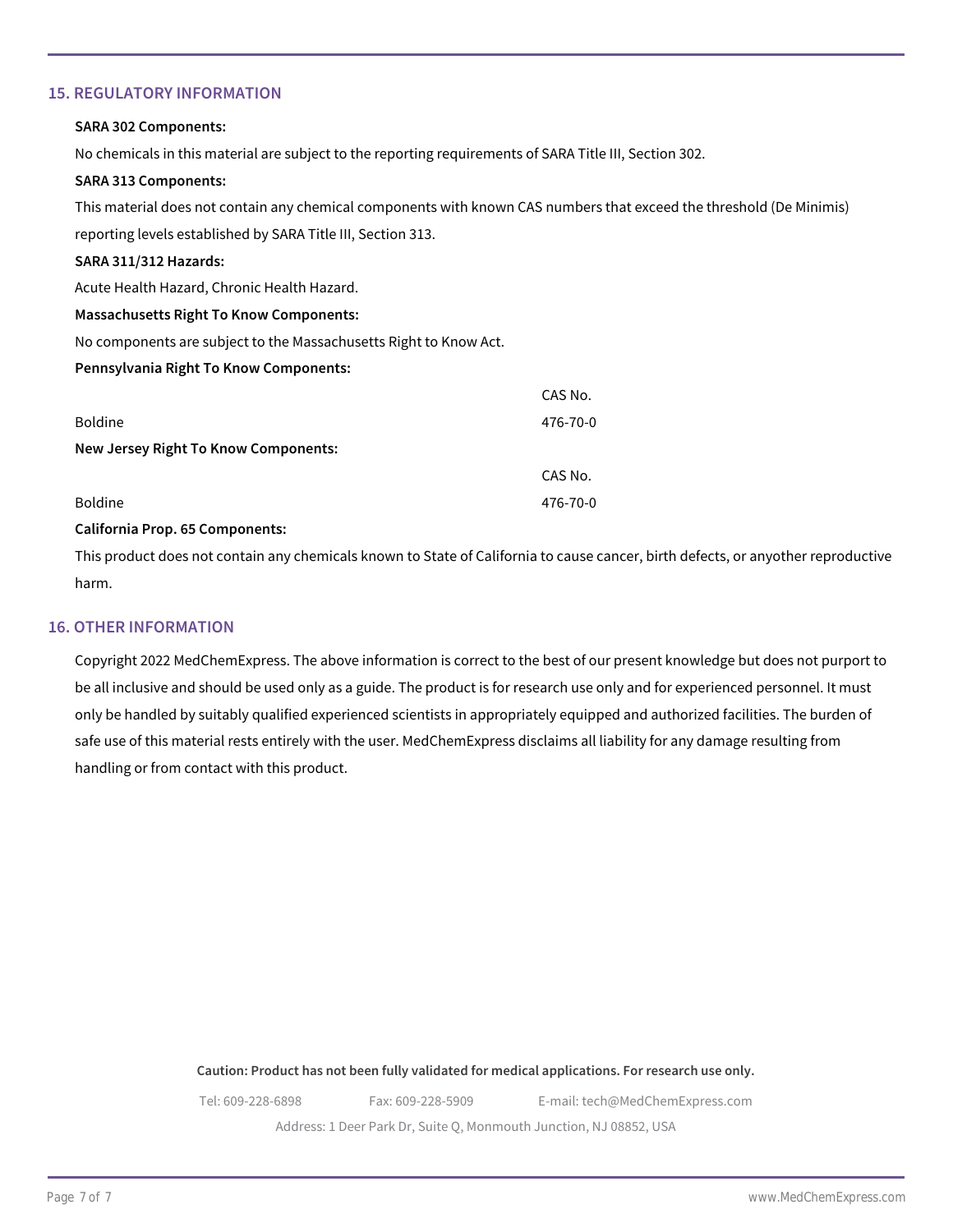## 15. REGULATORY INFORMATION

**SARA 302 Components:**

No chemicals in this material are subject to the reporting requirements of SARA Title III, Section 302.

**SARA 313 Components:**

This material does not contain any chemical components with known CAS numbers that exceed the threshold (De Minimis) reporting levels established by SARA Title III, Section 313.

**SARA 311/312 Hazards:**

Acute Health Hazard, Chronic Health Hazard.

**Massachusetts Right To Know Components:**

No components are subject to the Massachusetts Right to Know Act.

**Pennsylvania Right To Know Components:**

| | CAS No. |
|---|---|
| Boldine | 476-70-0 |

**New Jersey Right To Know Components:**

| | CAS No. |
|---|---|
| Boldine | 476-70-0 |

**California Prop. 65 Components:**

This product does not contain any chemicals known to State of California to cause cancer, birth defects, or anyother reproductive harm.

## 16. OTHER INFORMATION

Copyright 2022 MedChemExpress. The above information is correct to the best of our present knowledge but does not purport to be all inclusive and should be used only as a guide. The product is for research use only and for experienced personnel. It must only be handled by suitably qualified experienced scientists in appropriately equipped and authorized facilities. The burden of safe use of this material rests entirely with the user. MedChemExpress disclaims all liability for any damage resulting from handling or from contact with this product.

**Caution: Product has not been fully validated for medical applications. For research use only.**

Tel: 609-228-6898 Fax: 609-228-5909 E-mail: tech@MedChemExpress.com

Address: 1 Deer Park Dr, Suite Q, Monmouth Junction, NJ 08852, USA